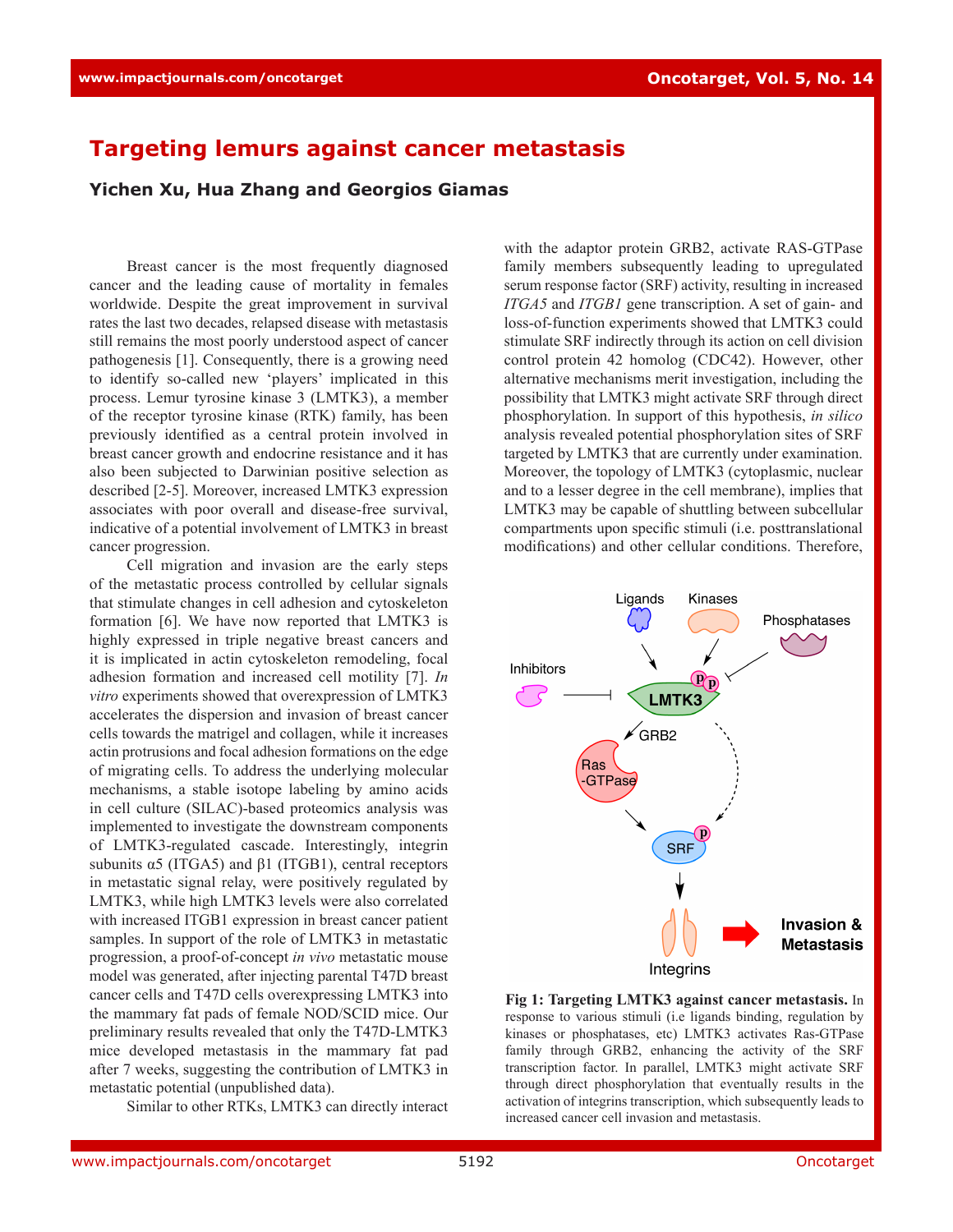# Targeting lemurs against cancer metastasis

**Yichen Xu, Hua Zhang and Georgios Giamas**

Breast cancer is the most frequently diagnosed cancer and the leading cause of mortality in females worldwide. Despite the great improvement in survival rates the last two decades, relapsed disease with metastasis still remains the most poorly understood aspect of cancer pathogenesis [1]. Consequently, there is a growing need to identify so-called new 'players' implicated in this process. Lemur tyrosine kinase 3 (LMTK3), a member of the receptor tyrosine kinase (RTK) family, has been previously identified as a central protein involved in breast cancer growth and endocrine resistance and it has also been subjected to Darwinian positive selection as described [2-5]. Moreover, increased LMTK3 expression associates with poor overall and disease-free survival, indicative of a potential involvement of LMTK3 in breast cancer progression.

Cell migration and invasion are the early steps of the metastatic process controlled by cellular signals that stimulate changes in cell adhesion and cytoskeleton formation [6]. We have now reported that LMTK3 is highly expressed in triple negative breast cancers and it is implicated in actin cytoskeleton remodeling, focal adhesion formation and increased cell motility [7]. *In vitro* experiments showed that overexpression of LMTK3 accelerates the dispersion and invasion of breast cancer cells towards the matrigel and collagen, while it increases actin protrusions and focal adhesion formations on the edge of migrating cells. To address the underlying molecular mechanisms, a stable isotope labeling by amino acids in cell culture (SILAC)-based proteomics analysis was implemented to investigate the downstream components of LMTK3-regulated cascade. Interestingly, integrin subunits α5 (ITGA5) and β1 (ITGB1), central receptors in metastatic signal relay, were positively regulated by LMTK3, while high LMTK3 levels were also correlated with increased ITGB1 expression in breast cancer patient samples. In support of the role of LMTK3 in metastatic progression, a proof-of-concept *in vivo* metastatic mouse model was generated, after injecting parental T47D breast cancer cells and T47D cells overexpressing LMTK3 into the mammary fat pads of female NOD/SCID mice. Our preliminary results revealed that only the T47D-LMTK3 mice developed metastasis in the mammary fat pad after 7 weeks, suggesting the contribution of LMTK3 in metastatic potential (unpublished data).

Similar to other RTKs, LMTK3 can directly interact with the adaptor protein GRB2, activate RAS-GTPase family members subsequently leading to upregulated serum response factor (SRF) activity, resulting in increased *ITGA5* and *ITGB1* gene transcription. A set of gain- and loss-of-function experiments showed that LMTK3 could stimulate SRF indirectly through its action on cell division control protein 42 homolog (CDC42). However, other alternative mechanisms merit investigation, including the possibility that LMTK3 might activate SRF through direct phosphorylation. In support of this hypothesis, *in silico* analysis revealed potential phosphorylation sites of SRF targeted by LMTK3 that are currently under examination. Moreover, the topology of LMTK3 (cytoplasmic, nuclear and to a lesser degree in the cell membrane), implies that LMTK3 may be capable of shuttling between subcellular compartments upon specific stimuli (i.e. posttranslational modifications) and other cellular conditions. Therefore,

**Fig 1: Targeting LMTK3 against cancer metastasis.** In response to various stimuli (i.e ligands binding, regulation by kinases or phosphatases, etc) LMTK3 activates Ras-GTPase family through GRB2, enhancing the activity of the SRF transcription factor. In parallel, LMTK3 might activate SRF through direct phosphorylation that eventually results in the activation of integrins transcription, which subsequently leads to increased cancer cell invasion and metastasis.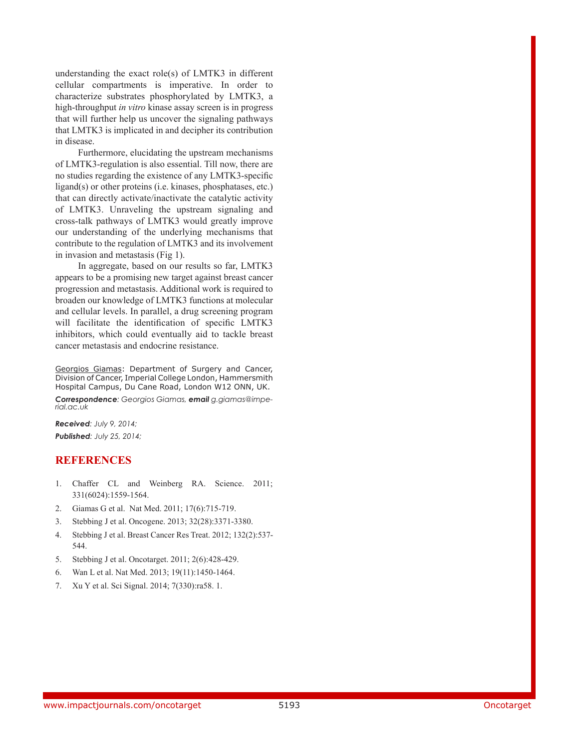understanding the exact role(s) of LMTK3 in different cellular compartments is imperative. In order to characterize substrates phosphorylated by LMTK3, a high-throughput *in vitro* kinase assay screen is in progress that will further help us uncover the signaling pathways that LMTK3 is implicated in and decipher its contribution in disease.

Furthermore, elucidating the upstream mechanisms of LMTK3-regulation is also essential. Till now, there are no studies regarding the existence of any LMTK3-specific ligand(s) or other proteins (i.e. kinases, phosphatases, etc.) that can directly activate/inactivate the catalytic activity of LMTK3. Unraveling the upstream signaling and cross-talk pathways of LMTK3 would greatly improve our understanding of the underlying mechanisms that contribute to the regulation of LMTK3 and its involvement in invasion and metastasis (Fig 1).

In aggregate, based on our results so far, LMTK3 appears to be a promising new target against breast cancer progression and metastasis. Additional work is required to broaden our knowledge of LMTK3 functions at molecular and cellular levels. In parallel, a drug screening program will facilitate the identification of specific LMTK3 inhibitors, which could eventually aid to tackle breast cancer metastasis and endocrine resistance.

Georgios Giamas: Department of Surgery and Cancer, Division of Cancer, Imperial College London, Hammersmith Hospital Campus, Du Cane Road, London W12 ONN, UK.

***Correspondence***: *Georgios Giamas,* ***email*** *g.giamas@imperial.ac.uk*

***Received***: *July 9, 2014;*

***Published***: *July 25, 2014;*

## REFERENCES

1. Chaffer CL and Weinberg RA. Science. 2011; 331(6024):1559-1564.
2. Giamas G et al. Nat Med. 2011; 17(6):715-719.
3. Stebbing J et al. Oncogene. 2013; 32(28):3371-3380.
4. Stebbing J et al. Breast Cancer Res Treat. 2012; 132(2):537-544.
5. Stebbing J et al. Oncotarget. 2011; 2(6):428-429.
6. Wan L et al. Nat Med. 2013; 19(11):1450-1464.
7. Xu Y et al. Sci Signal. 2014; 7(330):ra58. 1.